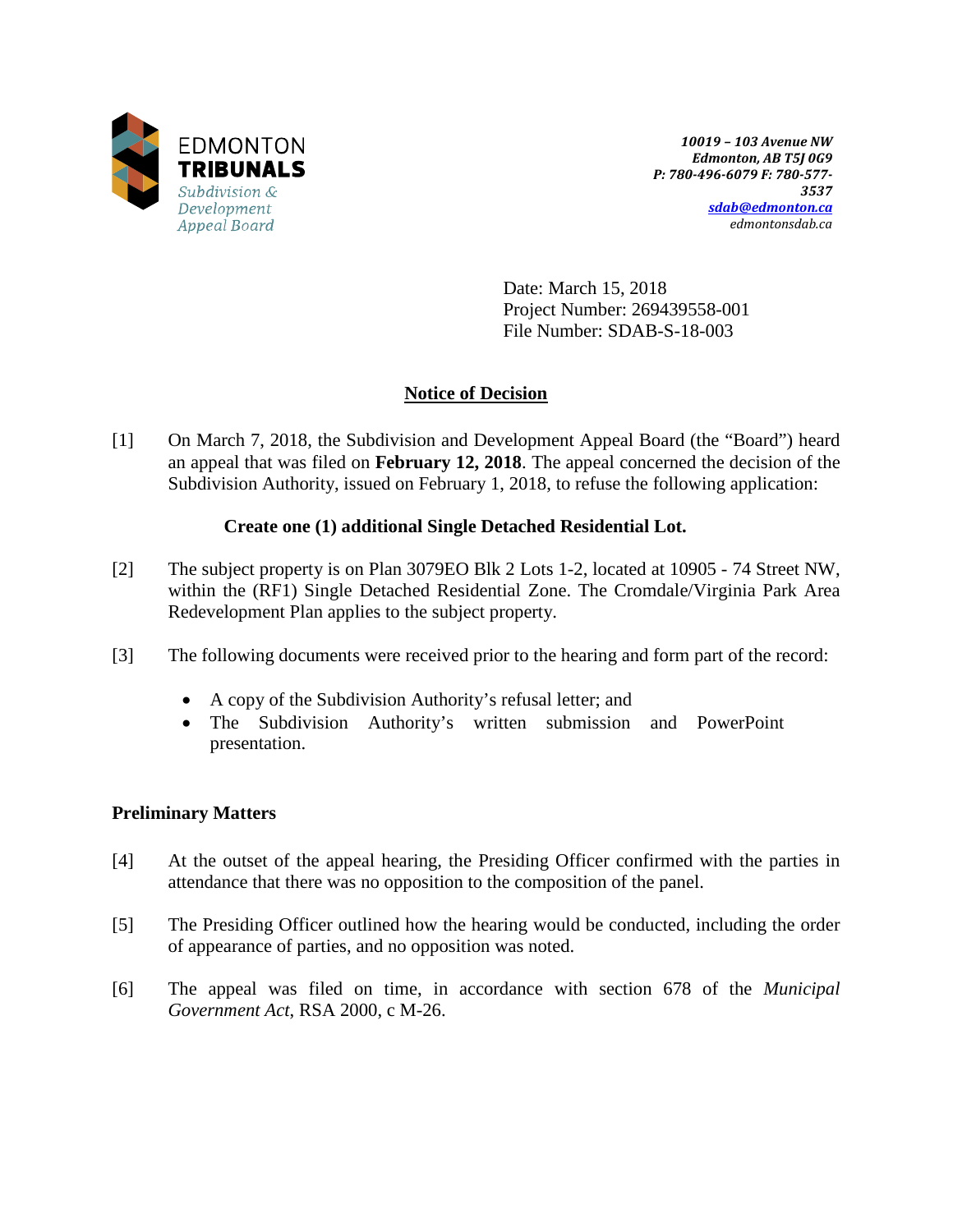EDMONTON
**TRIBUNALS**
*Subdivision & Development Appeal Board*

***10019 – 103 Avenue NW***
***Edmonton, AB T5J 0G9***
***P: 780-496-6079 F: 780-577-3537***
***sdab@edmonton.ca***
*edmontonsdab.ca*

Date: March 15, 2018
Project Number: 269439558-001
File Number: SDAB-S-18-003

## Notice of Decision

[1] On March 7, 2018, the Subdivision and Development Appeal Board (the "Board") heard an appeal that was filed on **February 12, 2018**. The appeal concerned the decision of the Subdivision Authority, issued on February 1, 2018, to refuse the following application:

**Create one (1) additional Single Detached Residential Lot.**

[2] The subject property is on Plan 3079EO Blk 2 Lots 1-2, located at 10905 - 74 Street NW, within the (RF1) Single Detached Residential Zone. The Cromdale/Virginia Park Area Redevelopment Plan applies to the subject property.

[3] The following documents were received prior to the hearing and form part of the record:

- A copy of the Subdivision Authority's refusal letter; and
- The Subdivision Authority's written submission and PowerPoint presentation.

### Preliminary Matters

[4] At the outset of the appeal hearing, the Presiding Officer confirmed with the parties in attendance that there was no opposition to the composition of the panel.

[5] The Presiding Officer outlined how the hearing would be conducted, including the order of appearance of parties, and no opposition was noted.

[6] The appeal was filed on time, in accordance with section 678 of the *Municipal Government Act*, RSA 2000, c M-26.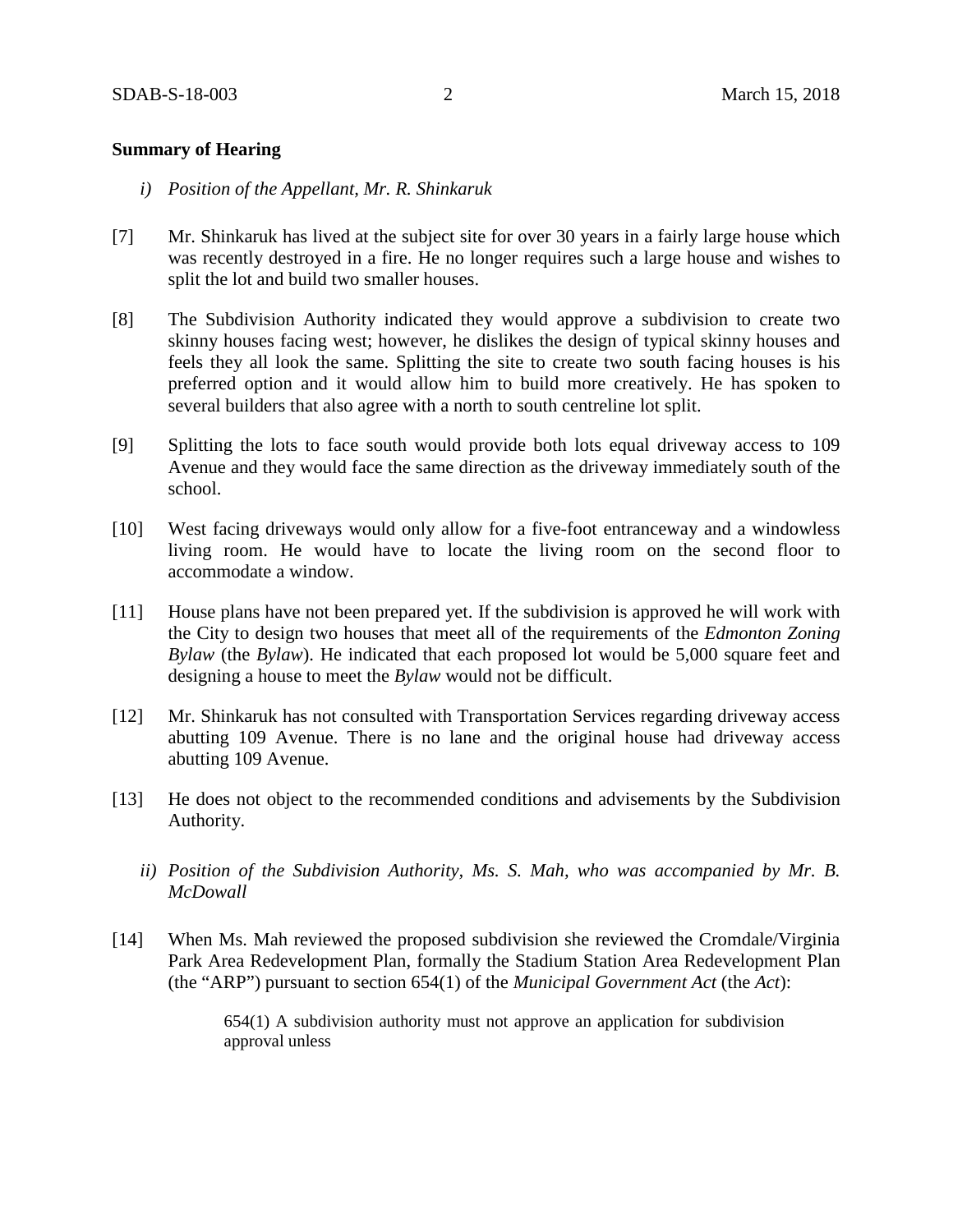**Summary of Hearing**

*i) Position of the Appellant, Mr. R. Shinkaruk*

[7] Mr. Shinkaruk has lived at the subject site for over 30 years in a fairly large house which was recently destroyed in a fire. He no longer requires such a large house and wishes to split the lot and build two smaller houses.

[8] The Subdivision Authority indicated they would approve a subdivision to create two skinny houses facing west; however, he dislikes the design of typical skinny houses and feels they all look the same. Splitting the site to create two south facing houses is his preferred option and it would allow him to build more creatively. He has spoken to several builders that also agree with a north to south centreline lot split.

[9] Splitting the lots to face south would provide both lots equal driveway access to 109 Avenue and they would face the same direction as the driveway immediately south of the school.

[10] West facing driveways would only allow for a five-foot entranceway and a windowless living room. He would have to locate the living room on the second floor to accommodate a window.

[11] House plans have not been prepared yet. If the subdivision is approved he will work with the City to design two houses that meet all of the requirements of the *Edmonton Zoning Bylaw* (the *Bylaw*). He indicated that each proposed lot would be 5,000 square feet and designing a house to meet the *Bylaw* would not be difficult.

[12] Mr. Shinkaruk has not consulted with Transportation Services regarding driveway access abutting 109 Avenue. There is no lane and the original house had driveway access abutting 109 Avenue.

[13] He does not object to the recommended conditions and advisements by the Subdivision Authority.

*ii) Position of the Subdivision Authority, Ms. S. Mah, who was accompanied by Mr. B. McDowall*

[14] When Ms. Mah reviewed the proposed subdivision she reviewed the Cromdale/Virginia Park Area Redevelopment Plan, formally the Stadium Station Area Redevelopment Plan (the "ARP") pursuant to section 654(1) of the *Municipal Government Act* (the *Act*):

> 654(1) A subdivision authority must not approve an application for subdivision approval unless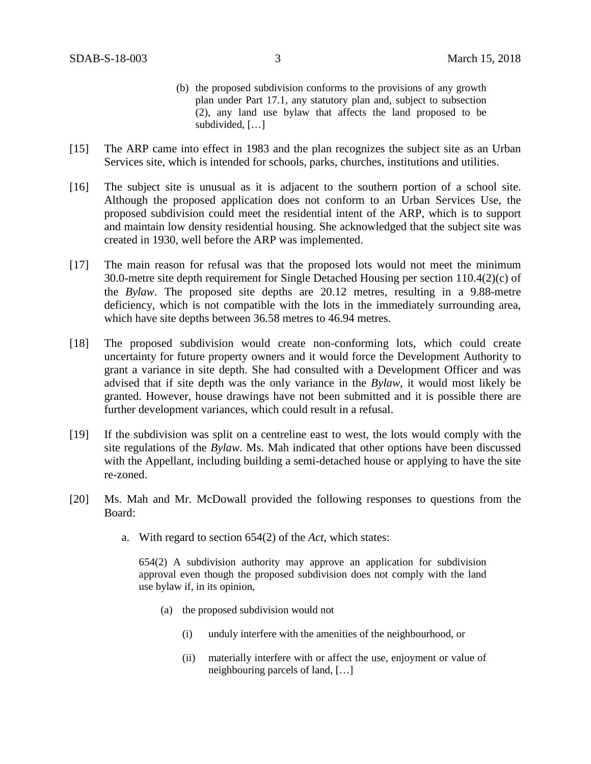(b) the proposed subdivision conforms to the provisions of any growth plan under Part 17.1, any statutory plan and, subject to subsection (2), any land use bylaw that affects the land proposed to be subdivided, […]

[15] The ARP came into effect in 1983 and the plan recognizes the subject site as an Urban Services site, which is intended for schools, parks, churches, institutions and utilities.

[16] The subject site is unusual as it is adjacent to the southern portion of a school site. Although the proposed application does not conform to an Urban Services Use, the proposed subdivision could meet the residential intent of the ARP, which is to support and maintain low density residential housing. She acknowledged that the subject site was created in 1930, well before the ARP was implemented.

[17] The main reason for refusal was that the proposed lots would not meet the minimum 30.0-metre site depth requirement for Single Detached Housing per section 110.4(2)(c) of the *Bylaw*. The proposed site depths are 20.12 metres, resulting in a 9.88-metre deficiency, which is not compatible with the lots in the immediately surrounding area, which have site depths between 36.58 metres to 46.94 metres.

[18] The proposed subdivision would create non-conforming lots, which could create uncertainty for future property owners and it would force the Development Authority to grant a variance in site depth. She had consulted with a Development Officer and was advised that if site depth was the only variance in the *Bylaw*, it would most likely be granted. However, house drawings have not been submitted and it is possible there are further development variances, which could result in a refusal.

[19] If the subdivision was split on a centreline east to west, the lots would comply with the site regulations of the *Bylaw*. Ms. Mah indicated that other options have been discussed with the Appellant, including building a semi-detached house or applying to have the site re-zoned.

[20] Ms. Mah and Mr. McDowall provided the following responses to questions from the Board:

a. With regard to section 654(2) of the *Act*, which states:

654(2) A subdivision authority may approve an application for subdivision approval even though the proposed subdivision does not comply with the land use bylaw if, in its opinion,

(a) the proposed subdivision would not

(i) unduly interfere with the amenities of the neighbourhood, or

(ii) materially interfere with or affect the use, enjoyment or value of neighbouring parcels of land, […]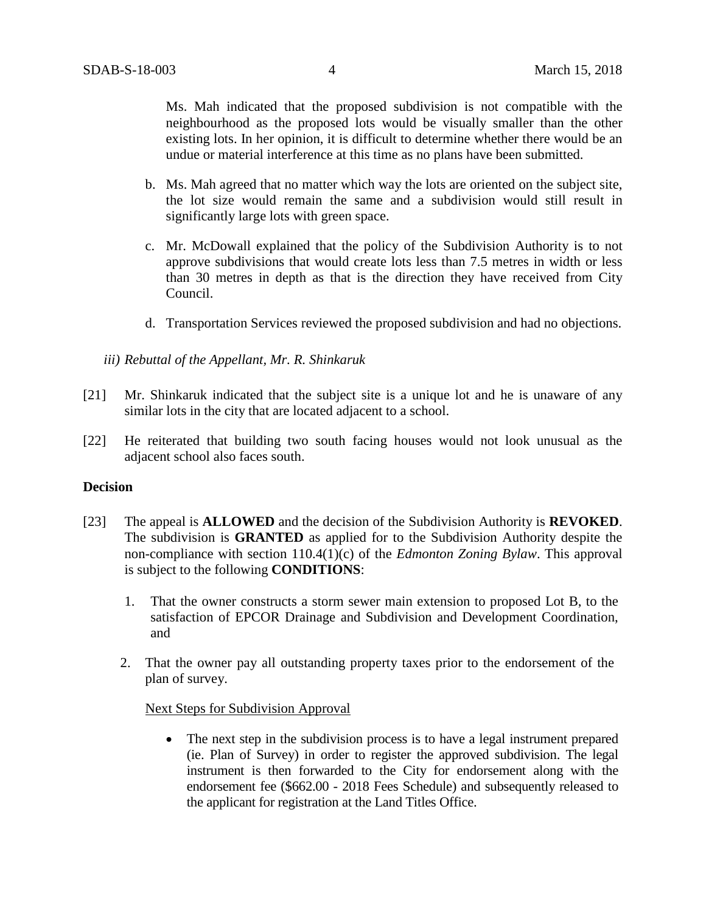Ms. Mah indicated that the proposed subdivision is not compatible with the neighbourhood as the proposed lots would be visually smaller than the other existing lots. In her opinion, it is difficult to determine whether there would be an undue or material interference at this time as no plans have been submitted.

b. Ms. Mah agreed that no matter which way the lots are oriented on the subject site, the lot size would remain the same and a subdivision would still result in significantly large lots with green space.

c. Mr. McDowall explained that the policy of the Subdivision Authority is to not approve subdivisions that would create lots less than 7.5 metres in width or less than 30 metres in depth as that is the direction they have received from City Council.

d. Transportation Services reviewed the proposed subdivision and had no objections.

*iii) Rebuttal of the Appellant, Mr. R. Shinkaruk*

[21] Mr. Shinkaruk indicated that the subject site is a unique lot and he is unaware of any similar lots in the city that are located adjacent to a school.

[22] He reiterated that building two south facing houses would not look unusual as the adjacent school also faces south.

**Decision**

[23] The appeal is **ALLOWED** and the decision of the Subdivision Authority is **REVOKED**. The subdivision is **GRANTED** as applied for to the Subdivision Authority despite the non-compliance with section 110.4(1)(c) of the *Edmonton Zoning Bylaw*. This approval is subject to the following **CONDITIONS**:

1. That the owner constructs a storm sewer main extension to proposed Lot B, to the satisfaction of EPCOR Drainage and Subdivision and Development Coordination, and

2. That the owner pay all outstanding property taxes prior to the endorsement of the plan of survey.

Next Steps for Subdivision Approval

- The next step in the subdivision process is to have a legal instrument prepared (ie. Plan of Survey) in order to register the approved subdivision. The legal instrument is then forwarded to the City for endorsement along with the endorsement fee ($662.00 - 2018 Fees Schedule) and subsequently released to the applicant for registration at the Land Titles Office.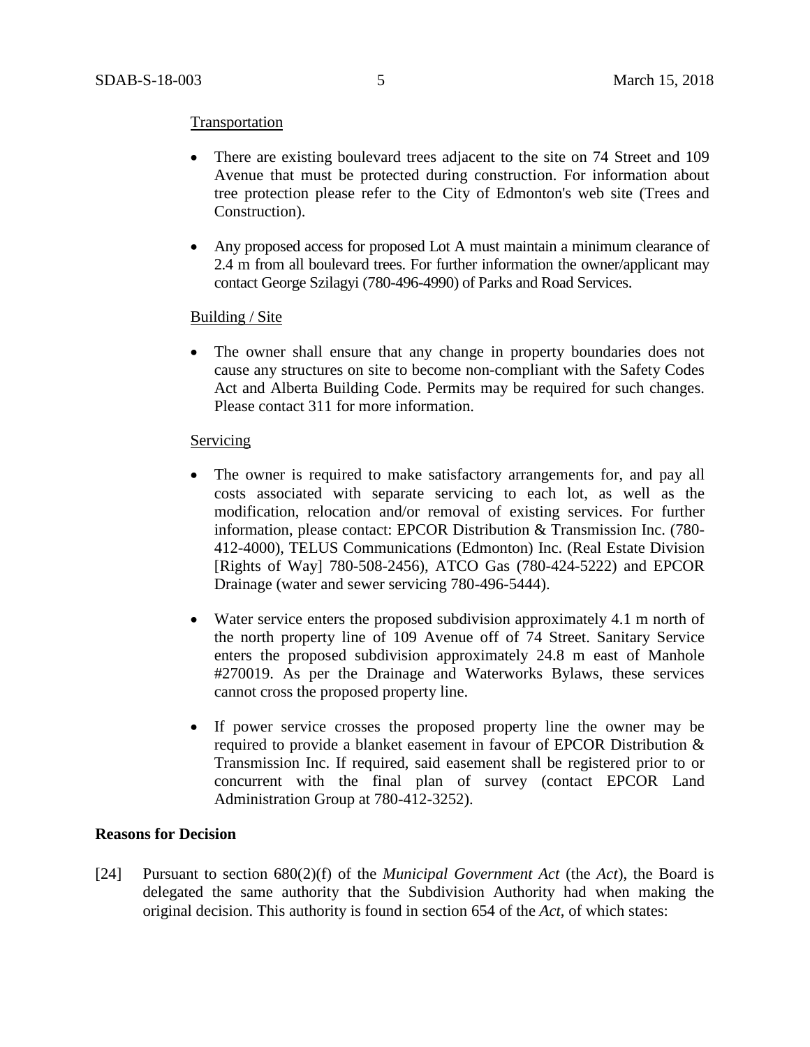Transportation

- There are existing boulevard trees adjacent to the site on 74 Street and 109 Avenue that must be protected during construction. For information about tree protection please refer to the City of Edmonton's web site (Trees and Construction).

- Any proposed access for proposed Lot A must maintain a minimum clearance of 2.4 m from all boulevard trees. For further information the owner/applicant may contact George Szilagyi (780-496-4990) of Parks and Road Services.

Building / Site

- The owner shall ensure that any change in property boundaries does not cause any structures on site to become non-compliant with the Safety Codes Act and Alberta Building Code. Permits may be required for such changes. Please contact 311 for more information.

Servicing

- The owner is required to make satisfactory arrangements for, and pay all costs associated with separate servicing to each lot, as well as the modification, relocation and/or removal of existing services. For further information, please contact: EPCOR Distribution & Transmission Inc. (780-412-4000), TELUS Communications (Edmonton) Inc. (Real Estate Division [Rights of Way] 780-508-2456), ATCO Gas (780-424-5222) and EPCOR Drainage (water and sewer servicing 780-496-5444).

- Water service enters the proposed subdivision approximately 4.1 m north of the north property line of 109 Avenue off of 74 Street. Sanitary Service enters the proposed subdivision approximately 24.8 m east of Manhole #270019. As per the Drainage and Waterworks Bylaws, these services cannot cross the proposed property line.

- If power service crosses the proposed property line the owner may be required to provide a blanket easement in favour of EPCOR Distribution & Transmission Inc. If required, said easement shall be registered prior to or concurrent with the final plan of survey (contact EPCOR Land Administration Group at 780-412-3252).

**Reasons for Decision**

[24] Pursuant to section 680(2)(f) of the *Municipal Government Act* (the *Act*), the Board is delegated the same authority that the Subdivision Authority had when making the original decision. This authority is found in section 654 of the *Act*, of which states: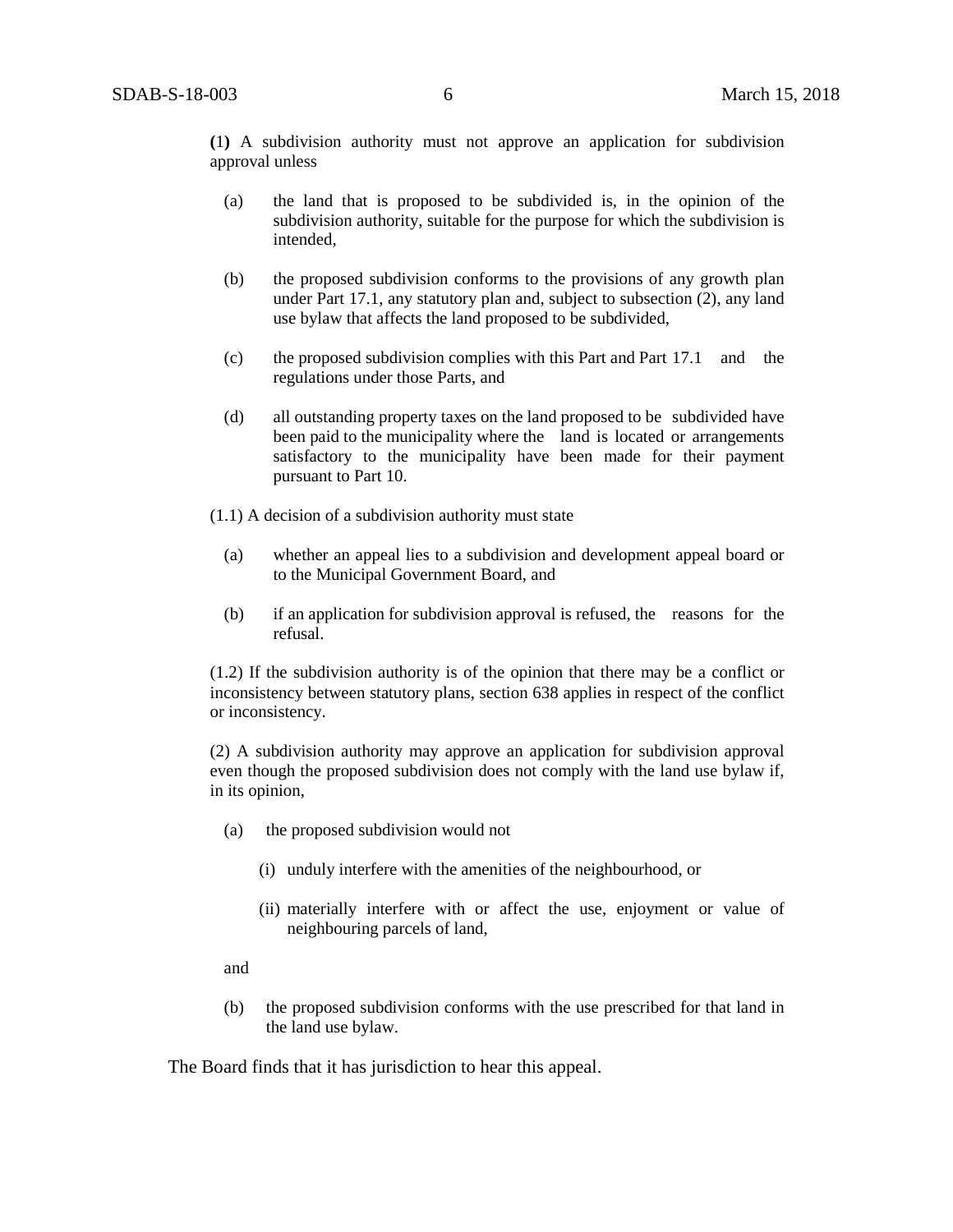(1) A subdivision authority must not approve an application for subdivision approval unless

(a) the land that is proposed to be subdivided is, in the opinion of the subdivision authority, suitable for the purpose for which the subdivision is intended,

(b) the proposed subdivision conforms to the provisions of any growth plan under Part 17.1, any statutory plan and, subject to subsection (2), any land use bylaw that affects the land proposed to be subdivided,

(c) the proposed subdivision complies with this Part and Part 17.1 and the regulations under those Parts, and

(d) all outstanding property taxes on the land proposed to be subdivided have been paid to the municipality where the land is located or arrangements satisfactory to the municipality have been made for their payment pursuant to Part 10.

(1.1) A decision of a subdivision authority must state

(a) whether an appeal lies to a subdivision and development appeal board or to the Municipal Government Board, and

(b) if an application for subdivision approval is refused, the reasons for the refusal.

(1.2) If the subdivision authority is of the opinion that there may be a conflict or inconsistency between statutory plans, section 638 applies in respect of the conflict or inconsistency.

(2) A subdivision authority may approve an application for subdivision approval even though the proposed subdivision does not comply with the land use bylaw if, in its opinion,

(a) the proposed subdivision would not

(i) unduly interfere with the amenities of the neighbourhood, or

(ii) materially interfere with or affect the use, enjoyment or value of neighbouring parcels of land,

and

(b) the proposed subdivision conforms with the use prescribed for that land in the land use bylaw.

The Board finds that it has jurisdiction to hear this appeal.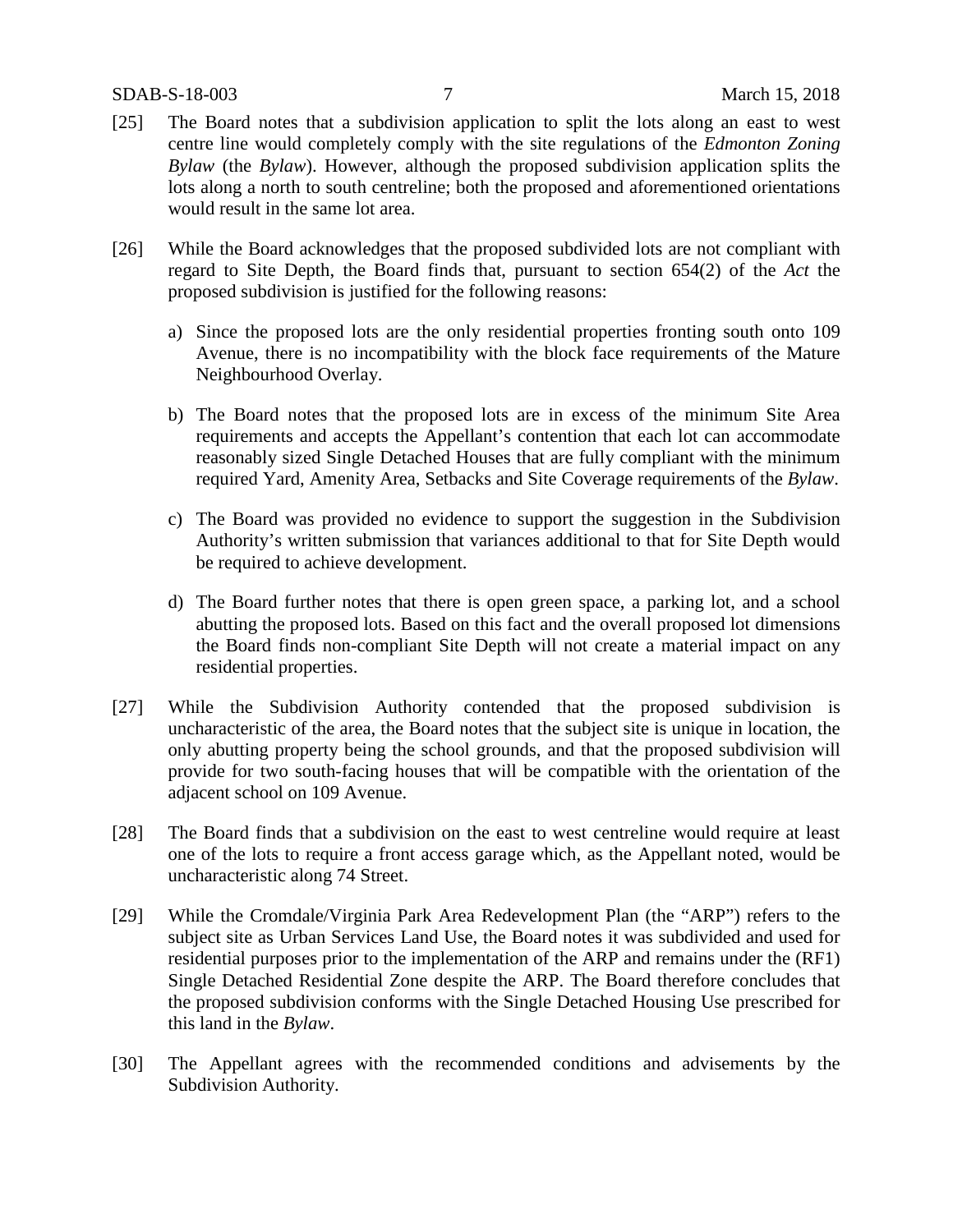[25] The Board notes that a subdivision application to split the lots along an east to west centre line would completely comply with the site regulations of the *Edmonton Zoning Bylaw* (the *Bylaw*). However, although the proposed subdivision application splits the lots along a north to south centreline; both the proposed and aforementioned orientations would result in the same lot area.

[26] While the Board acknowledges that the proposed subdivided lots are not compliant with regard to Site Depth, the Board finds that, pursuant to section 654(2) of the *Act* the proposed subdivision is justified for the following reasons:

a) Since the proposed lots are the only residential properties fronting south onto 109 Avenue, there is no incompatibility with the block face requirements of the Mature Neighbourhood Overlay.

b) The Board notes that the proposed lots are in excess of the minimum Site Area requirements and accepts the Appellant's contention that each lot can accommodate reasonably sized Single Detached Houses that are fully compliant with the minimum required Yard, Amenity Area, Setbacks and Site Coverage requirements of the *Bylaw*.

c) The Board was provided no evidence to support the suggestion in the Subdivision Authority's written submission that variances additional to that for Site Depth would be required to achieve development.

d) The Board further notes that there is open green space, a parking lot, and a school abutting the proposed lots. Based on this fact and the overall proposed lot dimensions the Board finds non-compliant Site Depth will not create a material impact on any residential properties.

[27] While the Subdivision Authority contended that the proposed subdivision is uncharacteristic of the area, the Board notes that the subject site is unique in location, the only abutting property being the school grounds, and that the proposed subdivision will provide for two south-facing houses that will be compatible with the orientation of the adjacent school on 109 Avenue.

[28] The Board finds that a subdivision on the east to west centreline would require at least one of the lots to require a front access garage which, as the Appellant noted, would be uncharacteristic along 74 Street.

[29] While the Cromdale/Virginia Park Area Redevelopment Plan (the "ARP") refers to the subject site as Urban Services Land Use, the Board notes it was subdivided and used for residential purposes prior to the implementation of the ARP and remains under the (RF1) Single Detached Residential Zone despite the ARP. The Board therefore concludes that the proposed subdivision conforms with the Single Detached Housing Use prescribed for this land in the *Bylaw*.

[30] The Appellant agrees with the recommended conditions and advisements by the Subdivision Authority.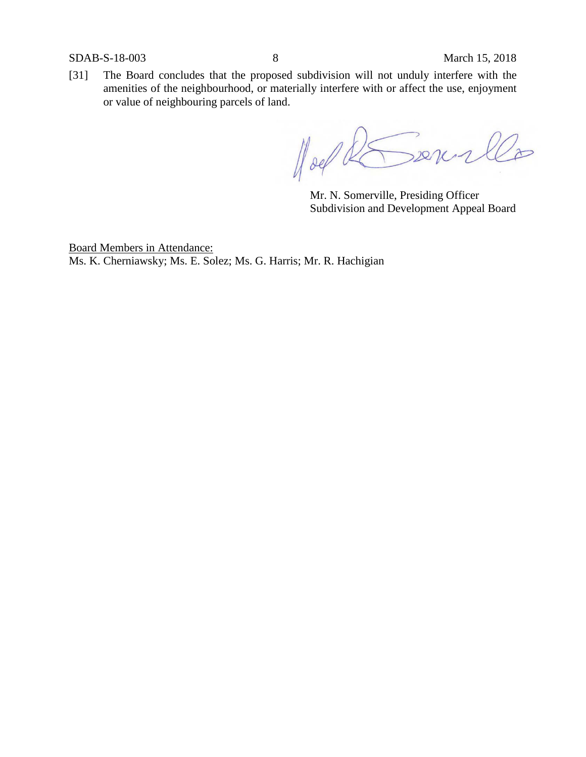[31] The Board concludes that the proposed subdivision will not unduly interfere with the amenities of the neighbourhood, or materially interfere with or affect the use, enjoyment or value of neighbouring parcels of land.

Mr. N. Somerville, Presiding Officer
Subdivision and Development Appeal Board

Board Members in Attendance:
Ms. K. Cherniawsky; Ms. E. Solez; Ms. G. Harris; Mr. R. Hachigian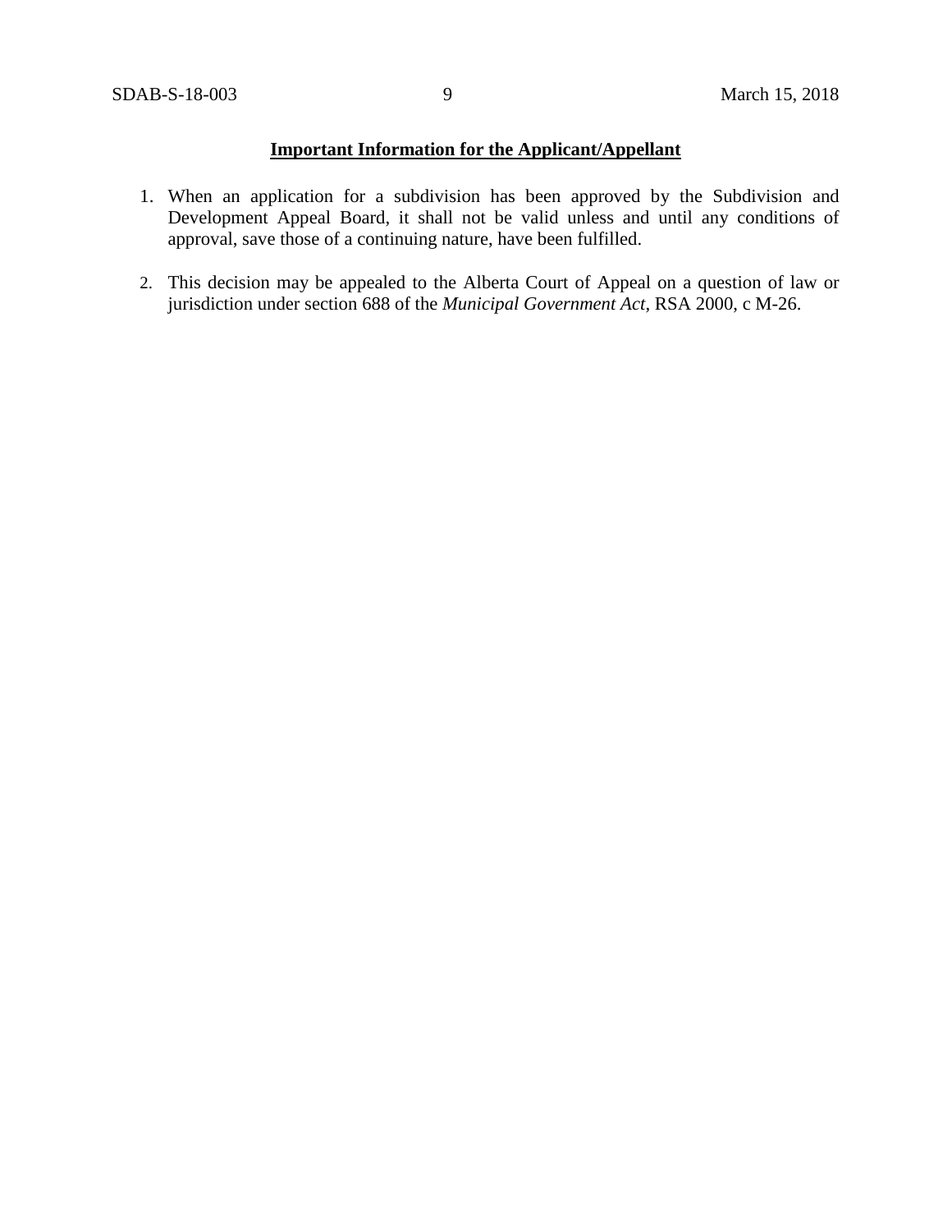**Important Information for the Applicant/Appellant**

1. When an application for a subdivision has been approved by the Subdivision and Development Appeal Board, it shall not be valid unless and until any conditions of approval, save those of a continuing nature, have been fulfilled.

2. This decision may be appealed to the Alberta Court of Appeal on a question of law or jurisdiction under section 688 of the *Municipal Government Act*, RSA 2000, c M-26.